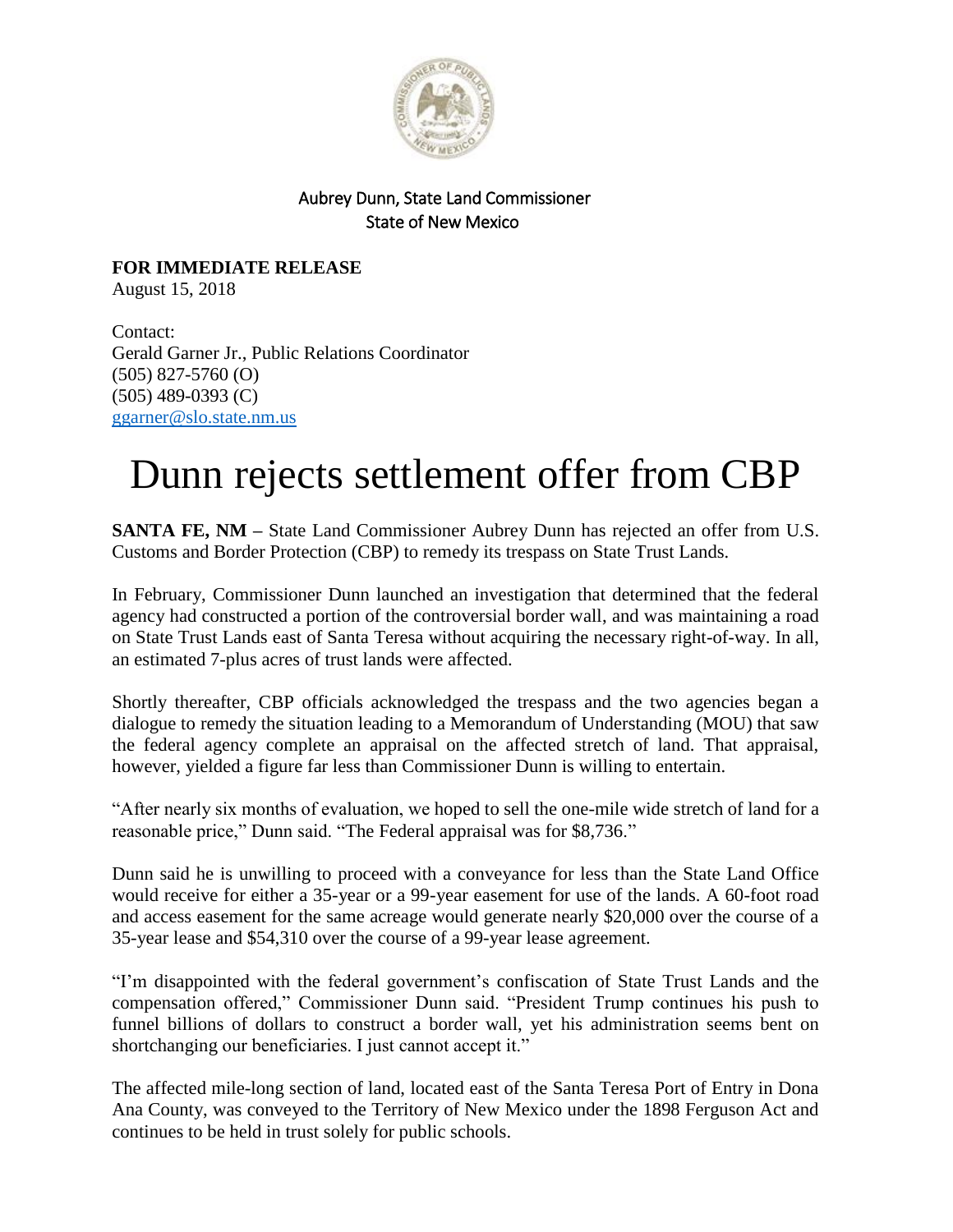Aubrey Dunn, State Land Commissioner
State of New Mexico

**FOR IMMEDIATE RELEASE**
August 15, 2018

Contact:
Gerald Garner Jr., Public Relations Coordinator
(505) 827-5760 (O)
(505) 489-0393 (C)
ggarner@slo.state.nm.us

# Dunn rejects settlement offer from CBP

**SANTA FE, NM –** State Land Commissioner Aubrey Dunn has rejected an offer from U.S. Customs and Border Protection (CBP) to remedy its trespass on State Trust Lands.

In February, Commissioner Dunn launched an investigation that determined that the federal agency had constructed a portion of the controversial border wall, and was maintaining a road on State Trust Lands east of Santa Teresa without acquiring the necessary right-of-way. In all, an estimated 7-plus acres of trust lands were affected.

Shortly thereafter, CBP officials acknowledged the trespass and the two agencies began a dialogue to remedy the situation leading to a Memorandum of Understanding (MOU) that saw the federal agency complete an appraisal on the affected stretch of land. That appraisal, however, yielded a figure far less than Commissioner Dunn is willing to entertain.

"After nearly six months of evaluation, we hoped to sell the one-mile wide stretch of land for a reasonable price," Dunn said. "The Federal appraisal was for $8,736."

Dunn said he is unwilling to proceed with a conveyance for less than the State Land Office would receive for either a 35-year or a 99-year easement for use of the lands. A 60-foot road and access easement for the same acreage would generate nearly $20,000 over the course of a 35-year lease and $54,310 over the course of a 99-year lease agreement.

"I'm disappointed with the federal government's confiscation of State Trust Lands and the compensation offered," Commissioner Dunn said. "President Trump continues his push to funnel billions of dollars to construct a border wall, yet his administration seems bent on shortchanging our beneficiaries. I just cannot accept it."

The affected mile-long section of land, located east of the Santa Teresa Port of Entry in Dona Ana County, was conveyed to the Territory of New Mexico under the 1898 Ferguson Act and continues to be held in trust solely for public schools.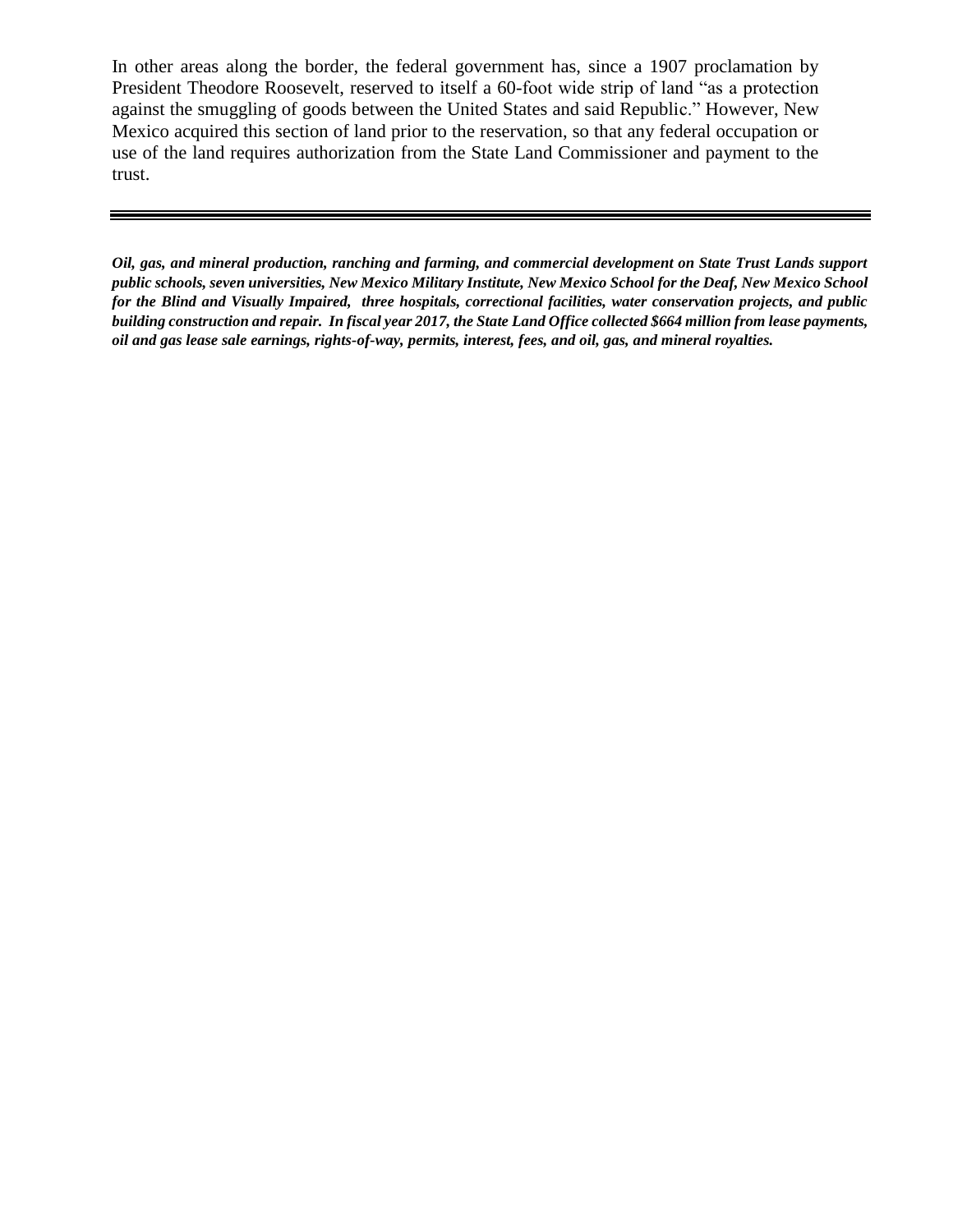In other areas along the border, the federal government has, since a 1907 proclamation by President Theodore Roosevelt, reserved to itself a 60-foot wide strip of land "as a protection against the smuggling of goods between the United States and said Republic." However, New Mexico acquired this section of land prior to the reservation, so that any federal occupation or use of the land requires authorization from the State Land Commissioner and payment to the trust.

---

***Oil, gas, and mineral production, ranching and farming, and commercial development on State Trust Lands support public schools, seven universities, New Mexico Military Institute, New Mexico School for the Deaf, New Mexico School for the Blind and Visually Impaired, three hospitals, correctional facilities, water conservation projects, and public building construction and repair. In fiscal year 2017, the State Land Office collected $664 million from lease payments, oil and gas lease sale earnings, rights-of-way, permits, interest, fees, and oil, gas, and mineral royalties.***